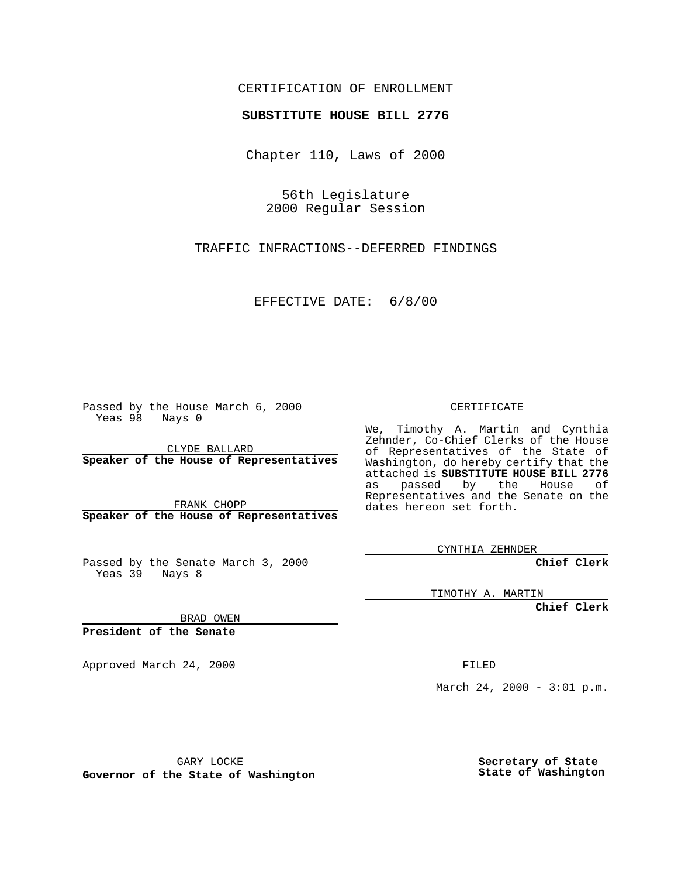CERTIFICATION OF ENROLLMENT

**SUBSTITUTE HOUSE BILL 2776**

Chapter 110, Laws of 2000

56th Legislature
2000 Regular Session

TRAFFIC INFRACTIONS--DEFERRED FINDINGS

EFFECTIVE DATE: 6/8/00

Passed by the House March 6, 2000
Yeas 98 Nays 0

CLYDE BALLARD
**Speaker of the House of Representatives**

FRANK CHOPP
**Speaker of the House of Representatives**

Passed by the Senate March 3, 2000
Yeas 39 Nays 8

BRAD OWEN
**President of the Senate**

Approved March 24, 2000

GARY LOCKE
**Governor of the State of Washington**

CERTIFICATE

We, Timothy A. Martin and Cynthia Zehnder, Co-Chief Clerks of the House of Representatives of the State of Washington, do hereby certify that the attached is **SUBSTITUTE HOUSE BILL 2776** as passed by the House of Representatives and the Senate on the dates hereon set forth.

CYNTHIA ZEHNDER
**Chief Clerk**

TIMOTHY A. MARTIN
**Chief Clerk**

FILED

March 24, 2000 - 3:01 p.m.

**Secretary of State**
**State of Washington**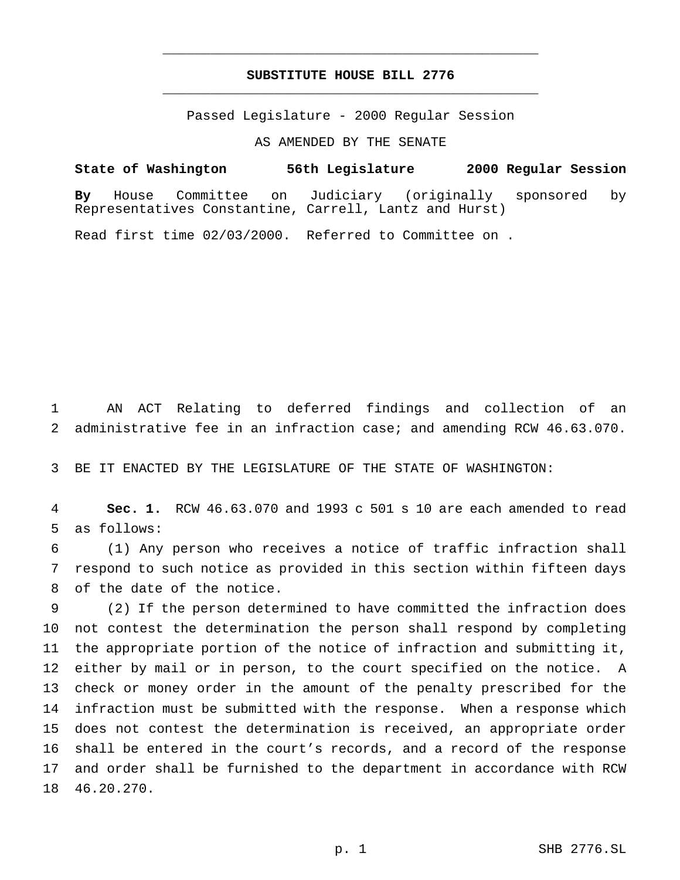# SUBSTITUTE HOUSE BILL 2776

Passed Legislature - 2000 Regular Session

AS AMENDED BY THE SENATE

**State of Washington 56th Legislature 2000 Regular Session**

**By** House Committee on Judiciary (originally sponsored by Representatives Constantine, Carrell, Lantz and Hurst)

Read first time 02/03/2000. Referred to Committee on .

1 AN ACT Relating to deferred findings and collection of an
2 administrative fee in an infraction case; and amending RCW 46.63.070.

3 BE IT ENACTED BY THE LEGISLATURE OF THE STATE OF WASHINGTON:

4 **Sec. 1.** RCW 46.63.070 and 1993 c 501 s 10 are each amended to read
5 as follows:
6 (1) Any person who receives a notice of traffic infraction shall
7 respond to such notice as provided in this section within fifteen days
8 of the date of the notice.
9 (2) If the person determined to have committed the infraction does
10 not contest the determination the person shall respond by completing
11 the appropriate portion of the notice of infraction and submitting it,
12 either by mail or in person, to the court specified on the notice. A
13 check or money order in the amount of the penalty prescribed for the
14 infraction must be submitted with the response. When a response which
15 does not contest the determination is received, an appropriate order
16 shall be entered in the court's records, and a record of the response
17 and order shall be furnished to the department in accordance with RCW
18 46.20.270.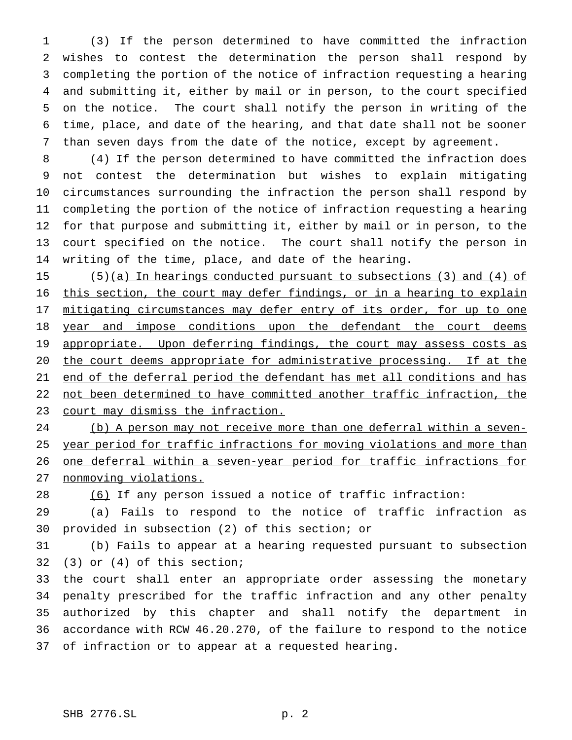(3) If the person determined to have committed the infraction wishes to contest the determination the person shall respond by completing the portion of the notice of infraction requesting a hearing and submitting it, either by mail or in person, to the court specified on the notice. The court shall notify the person in writing of the time, place, and date of the hearing, and that date shall not be sooner than seven days from the date of the notice, except by agreement.

(4) If the person determined to have committed the infraction does not contest the determination but wishes to explain mitigating circumstances surrounding the infraction the person shall respond by completing the portion of the notice of infraction requesting a hearing for that purpose and submitting it, either by mail or in person, to the court specified on the notice. The court shall notify the person in writing of the time, place, and date of the hearing.

(5)<u>(a) In hearings conducted pursuant to subsections (3) and (4) of this section, the court may defer findings, or in a hearing to explain mitigating circumstances may defer entry of its order, for up to one year and impose conditions upon the defendant the court deems appropriate. Upon deferring findings, the court may assess costs as the court deems appropriate for administrative processing. If at the end of the deferral period the defendant has met all conditions and has not been determined to have committed another traffic infraction, the court may dismiss the infraction.</u>

<u>(b) A person may not receive more than one deferral within a seven-year period for traffic infractions for moving violations and more than one deferral within a seven-year period for traffic infractions for nonmoving violations.</u>

<u>(6)</u> If any person issued a notice of traffic infraction:

(a) Fails to respond to the notice of traffic infraction as provided in subsection (2) of this section; or

(b) Fails to appear at a hearing requested pursuant to subsection (3) or (4) of this section;

the court shall enter an appropriate order assessing the monetary penalty prescribed for the traffic infraction and any other penalty authorized by this chapter and shall notify the department in accordance with RCW 46.20.270, of the failure to respond to the notice of infraction or to appear at a requested hearing.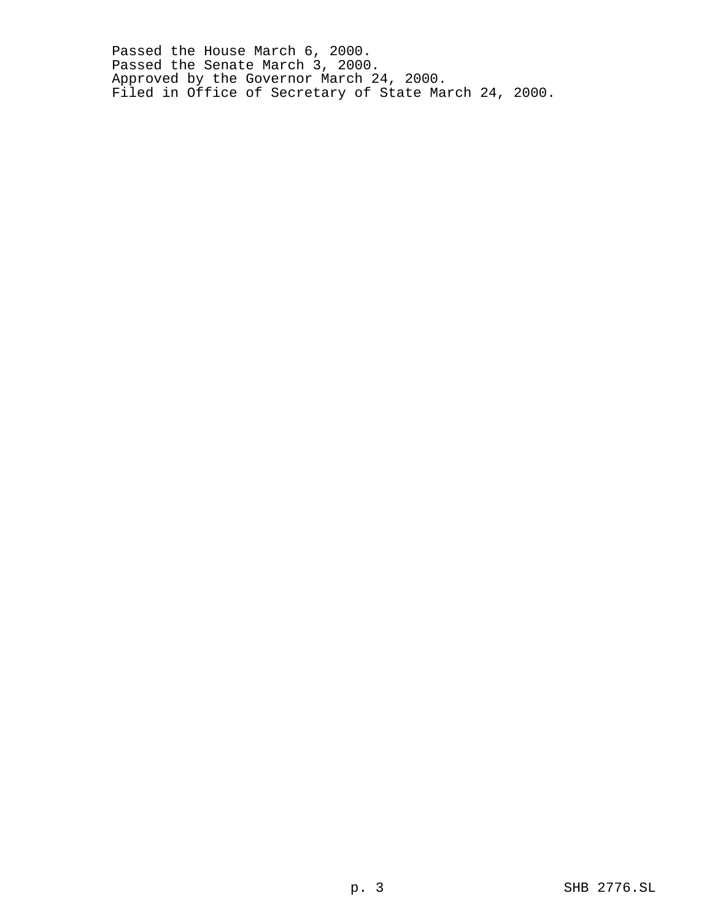Passed the House March 6, 2000.
Passed the Senate March 3, 2000.
Approved by the Governor March 24, 2000.
Filed in Office of Secretary of State March 24, 2000.